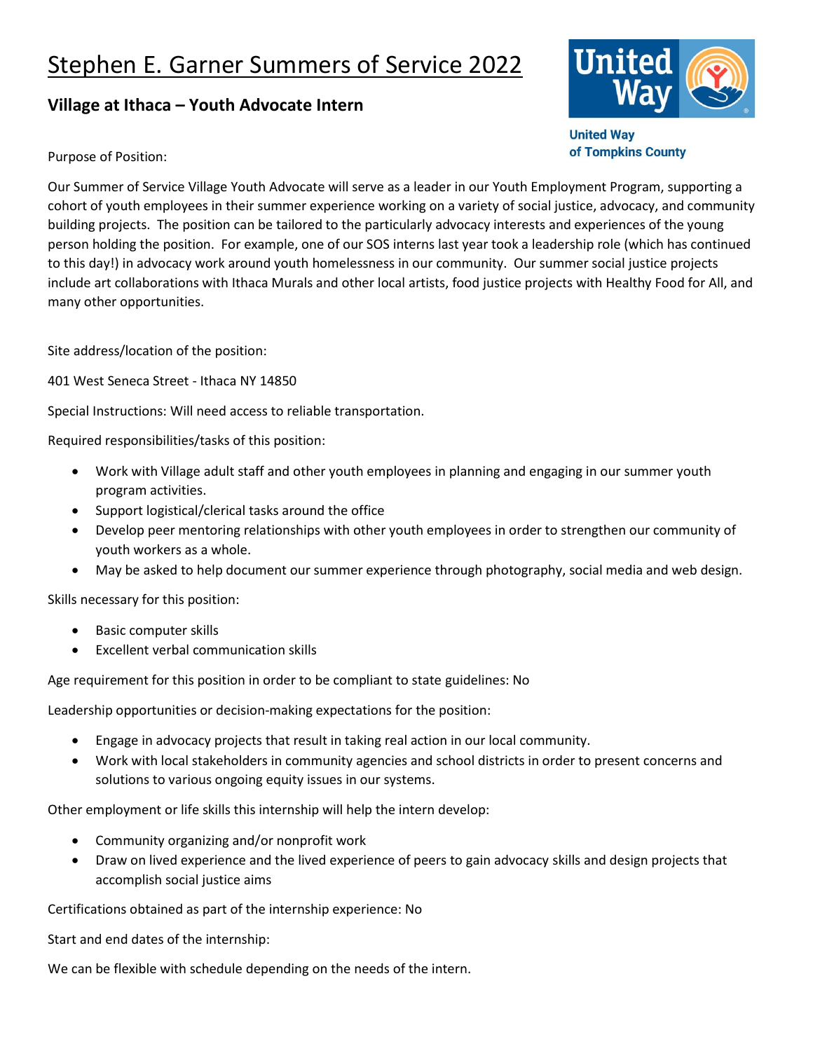# Stephen E. Garner Summers of Service 2022

## Village at Ithaca – Youth Advocate Intern

United Way of Tompkins County

Purpose of Position:

Our Summer of Service Village Youth Advocate will serve as a leader in our Youth Employment Program, supporting a cohort of youth employees in their summer experience working on a variety of social justice, advocacy, and community building projects. The position can be tailored to the particularly advocacy interests and experiences of the young person holding the position. For example, one of our SOS interns last year took a leadership role (which has continued to this day!) in advocacy work around youth homelessness in our community. Our summer social justice projects include art collaborations with Ithaca Murals and other local artists, food justice projects with Healthy Food for All, and many other opportunities.

Site address/location of the position:

401 West Seneca Street - Ithaca NY 14850

Special Instructions: Will need access to reliable transportation.

Required responsibilities/tasks of this position:

- Work with Village adult staff and other youth employees in planning and engaging in our summer youth program activities.
- Support logistical/clerical tasks around the office
- Develop peer mentoring relationships with other youth employees in order to strengthen our community of youth workers as a whole.
- May be asked to help document our summer experience through photography, social media and web design.

Skills necessary for this position:

- Basic computer skills
- Excellent verbal communication skills

Age requirement for this position in order to be compliant to state guidelines: No

Leadership opportunities or decision-making expectations for the position:

- Engage in advocacy projects that result in taking real action in our local community.
- Work with local stakeholders in community agencies and school districts in order to present concerns and solutions to various ongoing equity issues in our systems.

Other employment or life skills this internship will help the intern develop:

- Community organizing and/or nonprofit work
- Draw on lived experience and the lived experience of peers to gain advocacy skills and design projects that accomplish social justice aims

Certifications obtained as part of the internship experience: No

Start and end dates of the internship:

We can be flexible with schedule depending on the needs of the intern.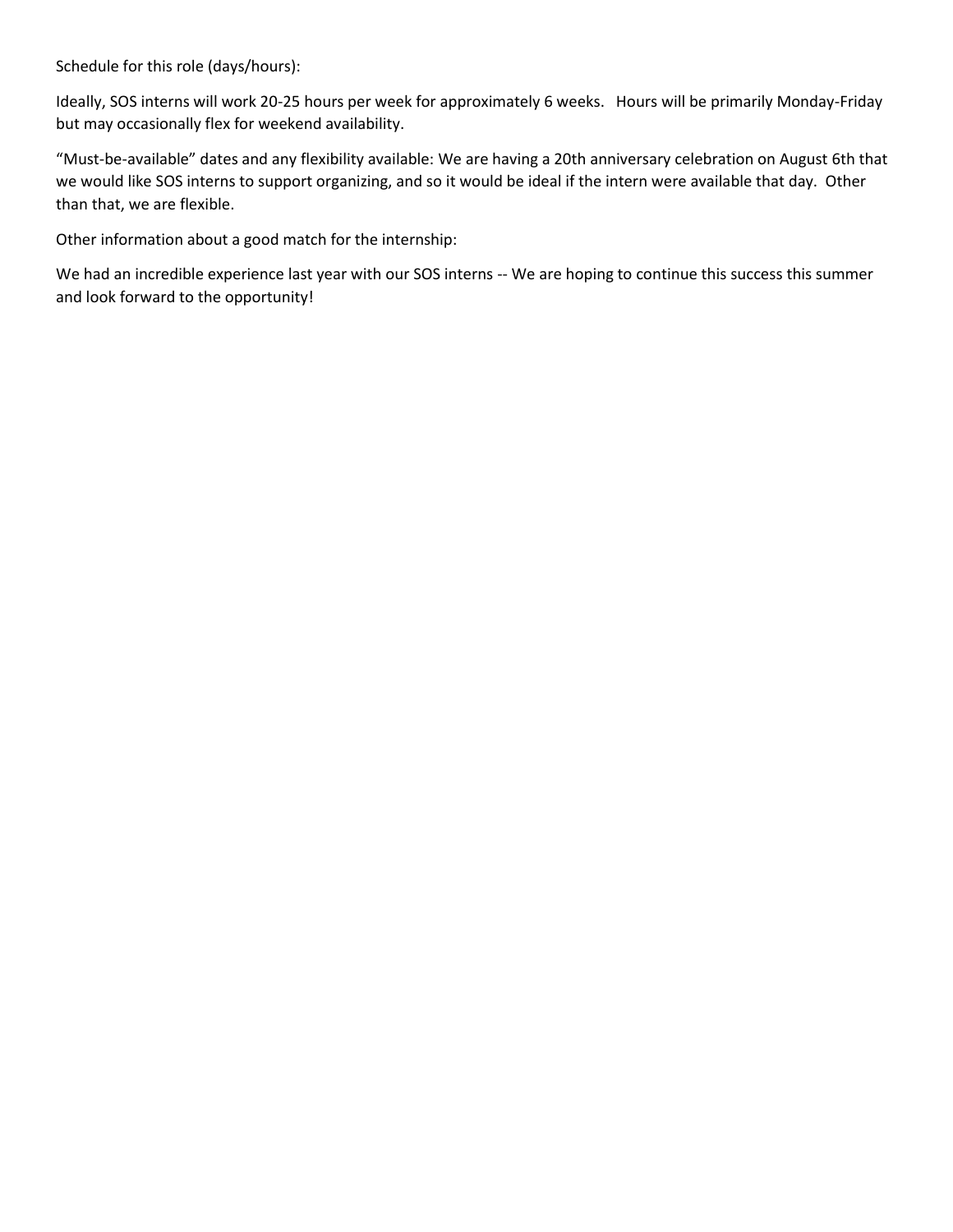Schedule for this role (days/hours):

Ideally, SOS interns will work 20-25 hours per week for approximately 6 weeks. Hours will be primarily Monday-Friday but may occasionally flex for weekend availability.

"Must-be-available" dates and any flexibility available: We are having a 20th anniversary celebration on August 6th that we would like SOS interns to support organizing, and so it would be ideal if the intern were available that day. Other than that, we are flexible.

Other information about a good match for the internship:

We had an incredible experience last year with our SOS interns -- We are hoping to continue this success this summer and look forward to the opportunity!